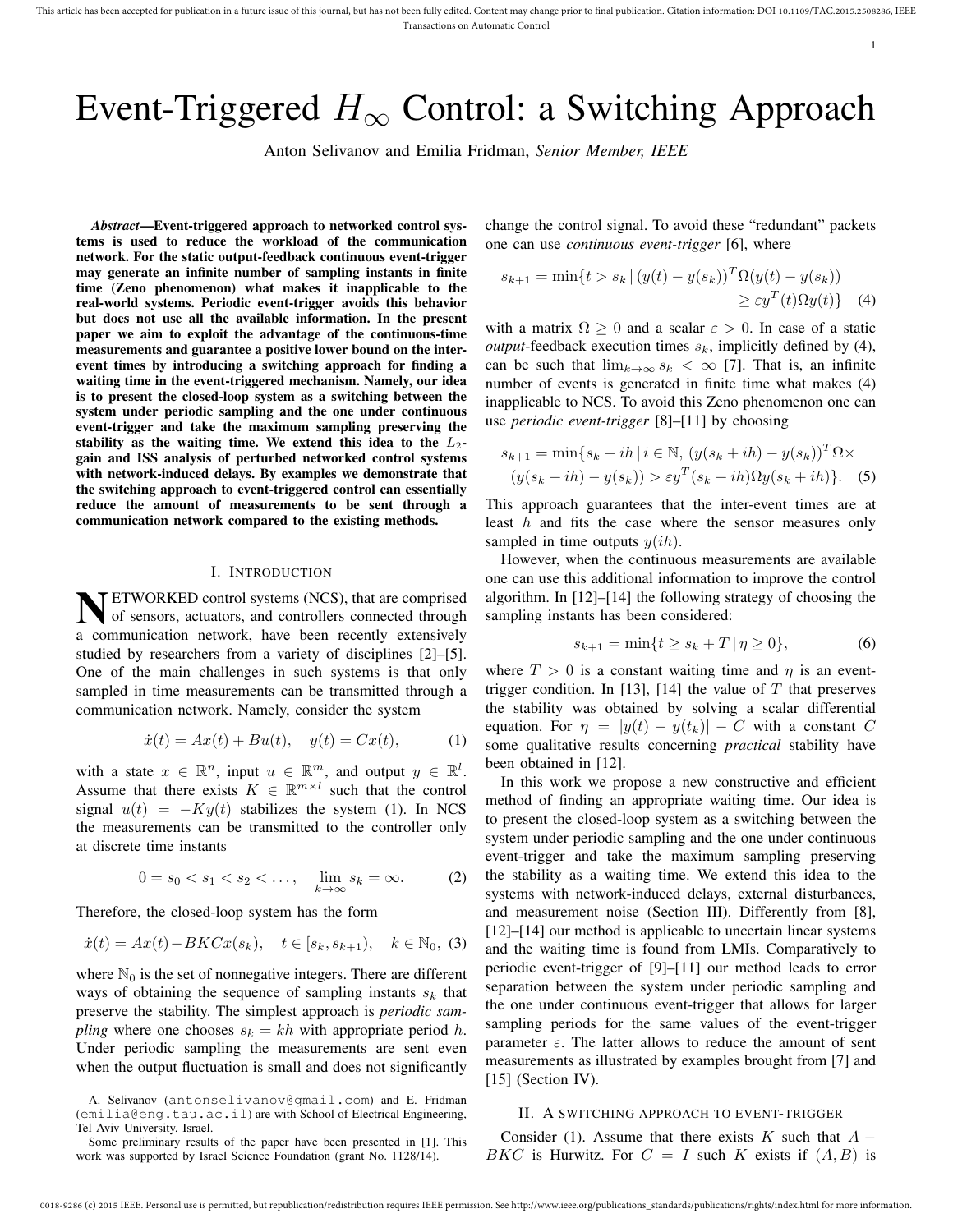# Event-Triggered $H_\infty$ Control: a Switching Approach

Anton Selivanov and Emilia Fridman, *Senior Member, IEEE*

***Abstract*—Event-triggered approach to networked control systems is used to reduce the workload of the communication network. For the static output-feedback continuous event-trigger may generate an infinite number of sampling instants in finite time (Zeno phenomenon) what makes it inapplicable to the real-world systems. Periodic event-trigger avoids this behavior but does not use all the available information. In the present paper we aim to exploit the advantage of the continuous-time measurements and guarantee a positive lower bound on the inter-event times by introducing a switching approach for finding a waiting time in the event-triggered mechanism. Namely, our idea is to present the closed-loop system as a switching between the system under periodic sampling and the one under continuous event-trigger and take the maximum sampling preserving the stability as the waiting time. We extend this idea to the $L_2$-gain and ISS analysis of perturbed networked control systems with network-induced delays. By examples we demonstrate that the switching approach to event-triggered control can essentially reduce the amount of measurements to be sent through a communication network compared to the existing methods.**

## I. Introduction

NETWORKED control systems (NCS), that are comprised of sensors, actuators, and controllers connected through a communication network, have been recently extensively studied by researchers from a variety of disciplines [2]–[5]. One of the main challenges in such systems is that only sampled in time measurements can be transmitted through a communication network. Namely, consider the system

$$\dot{x}(t) = Ax(t) + Bu(t), \quad y(t) = Cx(t), \tag{1}$$

with a state $x \in \mathbb{R}^n$, input $u \in \mathbb{R}^m$, and output $y \in \mathbb{R}^l$. Assume that there exists $K \in \mathbb{R}^{m\times l}$ such that the control signal $u(t) = -Ky(t)$ stabilizes the system (1). In NCS the measurements can be transmitted to the controller only at discrete time instants

$$0 = s_0 < s_1 < s_2 < \dots, \quad \lim_{k\to\infty} s_k = \infty. \tag{2}$$

Therefore, the closed-loop system has the form

$$\dot{x}(t) = Ax(t) - BKCx(s_k), \quad t \in [s_k, s_{k+1}), \quad k \in \mathbb{N}_0, \tag{3}$$

where $\mathbb{N}_0$ is the set of nonnegative integers. There are different ways of obtaining the sequence of sampling instants $s_k$ that preserve the stability. The simplest approach is *periodic sampling* where one chooses $s_k = kh$ with appropriate period $h$. Under periodic sampling the measurements are sent even when the output fluctuation is small and does not significantly change the control signal. To avoid these "redundant" packets one can use *continuous event-trigger* [6], where

$$s_{k+1} = \min\{t > s_k \,|\, (y(t) - y(s_k))^T\Omega(y(t) - y(s_k)) \geq \varepsilon y^T(t)\Omega y(t)\} \tag{4}$$

with a matrix $\Omega \geq 0$ and a scalar $\varepsilon > 0$. In case of a static *output*-feedback execution times $s_k$, implicitly defined by (4), can be such that $\lim_{k\to\infty} s_k < \infty$ [7]. That is, an infinite number of events is generated in finite time what makes (4) inapplicable to NCS. To avoid this Zeno phenomenon one can use *periodic event-trigger* [8]–[11] by choosing

$$s_{k+1} = \min\{s_k + ih \,|\, i \in \mathbb{N},\, (y(s_k + ih) - y(s_k))^T\Omega\times (y(s_k + ih) - y(s_k)) > \varepsilon y^T(s_k + ih)\Omega y(s_k + ih)\}. \tag{5}$$

This approach guarantees that the inter-event times are at least $h$ and fits the case where the sensor measures only sampled in time outputs $y(ih)$.

However, when the continuous measurements are available one can use this additional information to improve the control algorithm. In [12]–[14] the following strategy of choosing the sampling instants has been considered:

$$s_{k+1} = \min\{t \geq s_k + T \,|\, \eta \geq 0\}, \tag{6}$$

where $T > 0$ is a constant waiting time and $\eta$ is an event-trigger condition. In [13], [14] the value of $T$ that preserves the stability was obtained by solving a scalar differential equation. For $\eta = |y(t) - y(t_k)| - C$ with a constant $C$ some qualitative results concerning *practical* stability have been obtained in [12].

In this work we propose a new constructive and efficient method of finding an appropriate waiting time. Our idea is to present the closed-loop system as a switching between the system under periodic sampling and the one under continuous event-trigger and take the maximum sampling preserving the stability as a waiting time. We extend this idea to the systems with network-induced delays, external disturbances, and measurement noise (Section III). Differently from [8], [12]–[14] our method is applicable to uncertain linear systems and the waiting time is found from LMIs. Comparatively to periodic event-trigger of [9]–[11] our method leads to error separation between the system under periodic sampling and the one under continuous event-trigger that allows for larger sampling periods for the same values of the event-trigger parameter $\varepsilon$. The latter allows to reduce the amount of sent measurements as illustrated by examples brought from [7] and [15] (Section IV).

## II. A switching approach to event-trigger

Consider (1). Assume that there exists $K$ such that $A - BKC$ is Hurwitz. For $C = I$ such $K$ exists if $(A, B)$ is

---

A. Selivanov (antonselivanov@gmail.com) and E. Fridman (emilia@eng.tau.ac.il) are with School of Electrical Engineering, Tel Aviv University, Israel.

Some preliminary results of the paper have been presented in [1]. This work was supported by Israel Science Foundation (grant No. 1128/14).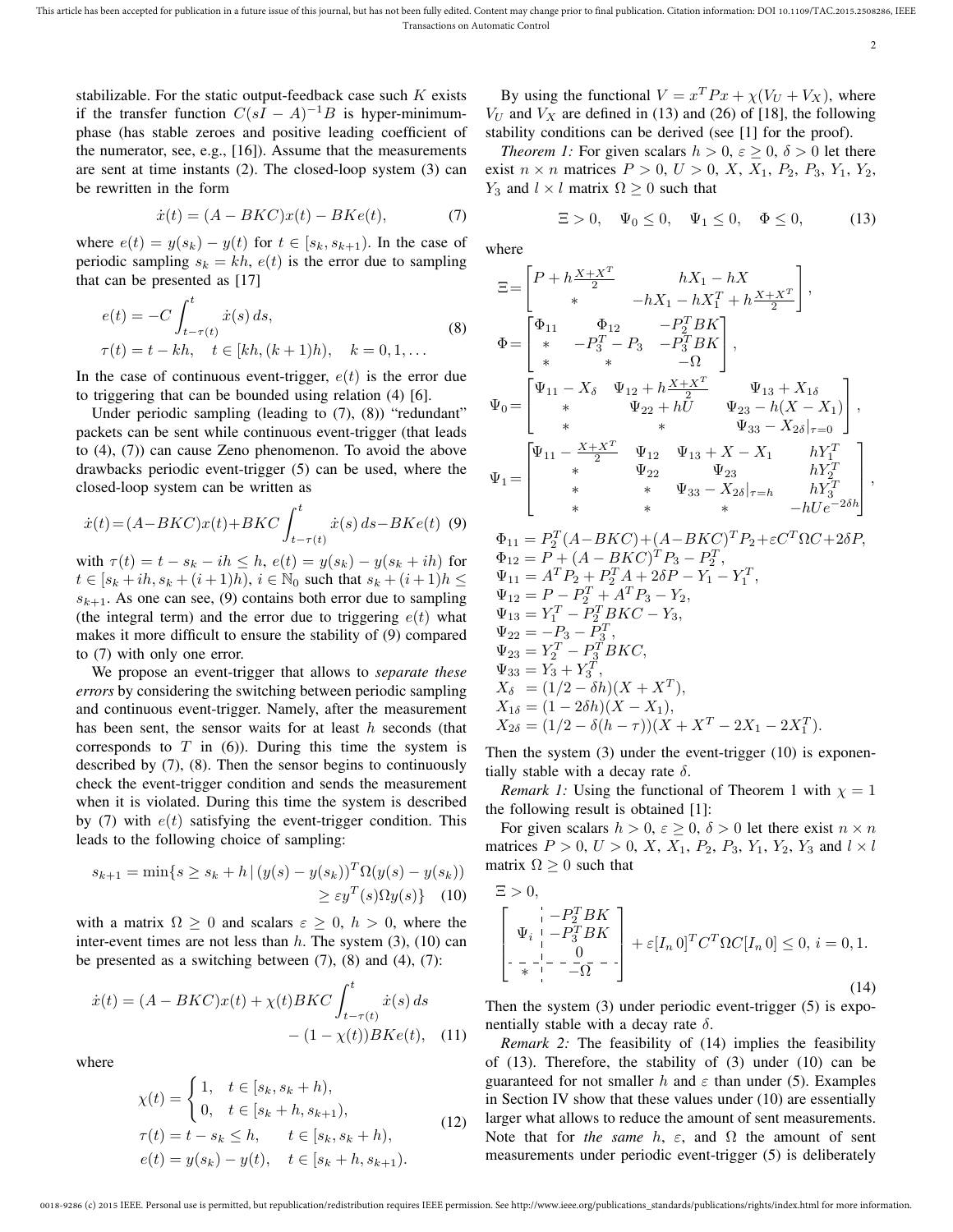stabilizable. For the static output-feedback case such $K$ exists if the transfer function $C(sI-A)^{-1}B$ is hyper-minimum-phase (has stable zeroes and positive leading coefficient of the numerator, see, e.g., [16]). Assume that the measurements are sent at time instants (2). The closed-loop system (3) can be rewritten in the form

$$\dot{x}(t) = (A - BKC)x(t) - BKe(t), \tag{7}$$

where $e(t) = y(s_k) - y(t)$ for $t \in [s_k, s_{k+1})$. In the case of periodic sampling $s_k = kh$, $e(t)$ is the error due to sampling that can be presented as [17]

$$\begin{aligned} e(t) &= -C\int_{t-\tau(t)}^{t} \dot{x}(s)\,ds, \\ \tau(t) &= t - kh, \quad t \in [kh, (k+1)h), \quad k = 0, 1, \ldots \end{aligned} \tag{8}$$

In the case of continuous event-trigger, $e(t)$ is the error due to triggering that can be bounded using relation (4) [6].

Under periodic sampling (leading to (7), (8)) "redundant" packets can be sent while continuous event-trigger (that leads to (4), (7)) can cause Zeno phenomenon. To avoid the above drawbacks periodic event-trigger (5) can be used, where the closed-loop system can be written as

$$\dot{x}(t) = (A-BKC)x(t) + BKC\int_{t-\tau(t)}^{t} \dot{x}(s)\,ds - BKe(t) \tag{9}$$

with $\tau(t) = t - s_k - ih \le h$, $e(t) = y(s_k) - y(s_k + ih)$ for $t \in [s_k + ih, s_k + (i+1)h)$, $i \in \mathbb{N}_0$ such that $s_k + (i+1)h \le s_{k+1}$. As one can see, (9) contains both error due to sampling (the integral term) and the error due to triggering $e(t)$ what makes it more difficult to ensure the stability of (9) compared to (7) with only one error.

We propose an event-trigger that allows to *separate these errors* by considering the switching between periodic sampling and continuous event-trigger. Namely, after the measurement has been sent, the sensor waits for at least $h$ seconds (that corresponds to $T$ in (6)). During this time the system is described by (7), (8). Then the sensor begins to continuously check the event-trigger condition and sends the measurement when it is violated. During this time the system is described by (7) with $e(t)$ satisfying the event-trigger condition. This leads to the following choice of sampling:

$$\begin{aligned} s_{k+1} = \min\{s \ge s_k + h \,|\, (y(s) - y(s_k))^T\Omega(y(s) - y(s_k)) \\ \ge \varepsilon y^T(s)\Omega y(s)\} \end{aligned} \tag{10}$$

with a matrix $\Omega \ge 0$ and scalars $\varepsilon \ge 0$, $h > 0$, where the inter-event times are not less than $h$. The system (3), (10) can be presented as a switching between (7), (8) and (4), (7):

$$\begin{aligned} \dot{x}(t) = (A - BKC)x(t) + \chi(t)BKC\int_{t-\tau(t)}^{t} \dot{x}(s)\,ds \\ - (1-\chi(t))BKe(t), \end{aligned} \tag{11}$$

where

$$\begin{aligned} \chi(t) &= \begin{cases} 1, & t \in [s_k, s_k + h), \\ 0, & t \in [s_k + h, s_{k+1}), \end{cases} \\ \tau(t) &= t - s_k \le h, \qquad t \in [s_k, s_k + h), \\ e(t) &= y(s_k) - y(t), \quad t \in [s_k + h, s_{k+1}). \end{aligned} \tag{12}$$

By using the functional $V = x^T P x + \chi(V_U + V_X)$, where $V_U$ and $V_X$ are defined in (13) and (26) of [18], the following stability conditions can be derived (see [1] for the proof).

*Theorem 1:* For given scalars $h > 0$, $\varepsilon \ge 0$, $\delta > 0$ let there exist $n \times n$ matrices $P > 0$, $U > 0$, $X$, $X_1$, $P_2$, $P_3$, $Y_1$, $Y_2$, $Y_3$ and $l \times l$ matrix $\Omega \ge 0$ such that

$$\Xi > 0, \quad \Psi_0 \le 0, \quad \Psi_1 \le 0, \quad \Phi \le 0, \tag{13}$$

where

$$\Xi = \begin{bmatrix} P + h\frac{X+X^T}{2} & hX_1 - hX \\ * & -hX_1 - hX_1^T + h\frac{X+X^T}{2} \end{bmatrix},$$

$$\Phi = \begin{bmatrix} \Phi_{11} & \Phi_{12} & -P_2^T BK \\ * & -P_3^T - P_3 & -P_3^T BK \\ * & * & -\Omega \end{bmatrix},$$

$$\Psi_0 = \begin{bmatrix} \Psi_{11} - X_\delta & \Psi_{12} + h\frac{X+X^T}{2} & \Psi_{13} + X_{1\delta} \\ * & \Psi_{22} + hU & \Psi_{23} - h(X - X_1) \\ * & * & \Psi_{33} - X_{2\delta}|_{\tau=0} \end{bmatrix},$$

$$\Psi_1 = \begin{bmatrix} \Psi_{11} - \frac{X+X^T}{2} & \Psi_{12} & \Psi_{13} + X - X_1 & hY_1^T \\ * & \Psi_{22} & \Psi_{23} & hY_2^T \\ * & * & \Psi_{33} - X_{2\delta}|_{\tau=h} & hY_3^T \\ * & * & * & -hUe^{-2\delta h} \end{bmatrix},$$

$$\begin{aligned} \Phi_{11} &= P_2^T(A-BKC) + (A-BKC)^T P_2 + \varepsilon C^T\Omega C + 2\delta P, \\ \Phi_{12} &= P + (A - BKC)^T P_3 - P_2^T, \\ \Psi_{11} &= A^T P_2 + P_2^T A + 2\delta P - Y_1 - Y_1^T, \\ \Psi_{12} &= P - P_2^T + A^T P_3 - Y_2, \\ \Psi_{13} &= Y_1^T - P_2^T BKC - Y_3, \\ \Psi_{22} &= -P_3 - P_3^T, \\ \Psi_{23} &= Y_2^T - P_3^T BKC, \\ \Psi_{33} &= Y_3 + Y_3^T, \\ X_\delta &= (1/2 - \delta h)(X + X^T), \\ X_{1\delta} &= (1 - 2\delta h)(X - X_1), \\ X_{2\delta} &= (1/2 - \delta(h - \tau))(X + X^T - 2X_1 - 2X_1^T). \end{aligned}$$

Then the system (3) under the event-trigger (10) is exponentially stable with a decay rate $\delta$.

*Remark 1:* Using the functional of Theorem 1 with $\chi = 1$ the following result is obtained [1]:

For given scalars $h > 0$, $\varepsilon \ge 0$, $\delta > 0$ let there exist $n \times n$ matrices $P > 0$, $U > 0$, $X$, $X_1$, $P_2$, $P_3$, $Y_1$, $Y_2$, $Y_3$ and $l \times l$ matrix $\Omega \ge 0$ such that

$$\begin{aligned} &\Xi > 0, \\ &\left[\begin{array}{c|c} \Psi_i & \begin{matrix} -P_2^T BK \\ -P_3^T BK \\ 0 \end{matrix} \\ \hline * & -\Omega \end{array}\right] + \varepsilon[I_n\, 0]^T C^T\Omega C[I_n\, 0] \le 0, \; i = 0, 1. \end{aligned} \tag{14}$$

Then the system (3) under periodic event-trigger (5) is exponentially stable with a decay rate $\delta$.

*Remark 2:* The feasibility of (14) implies the feasibility of (13). Therefore, the stability of (3) under (10) can be guaranteed for not smaller $h$ and $\varepsilon$ than under (5). Examples in Section IV show that these values under (10) are essentially larger what allows to reduce the amount of sent measurements. Note that for *the same* $h$, $\varepsilon$, and $\Omega$ the amount of sent measurements under periodic event-trigger (5) is deliberately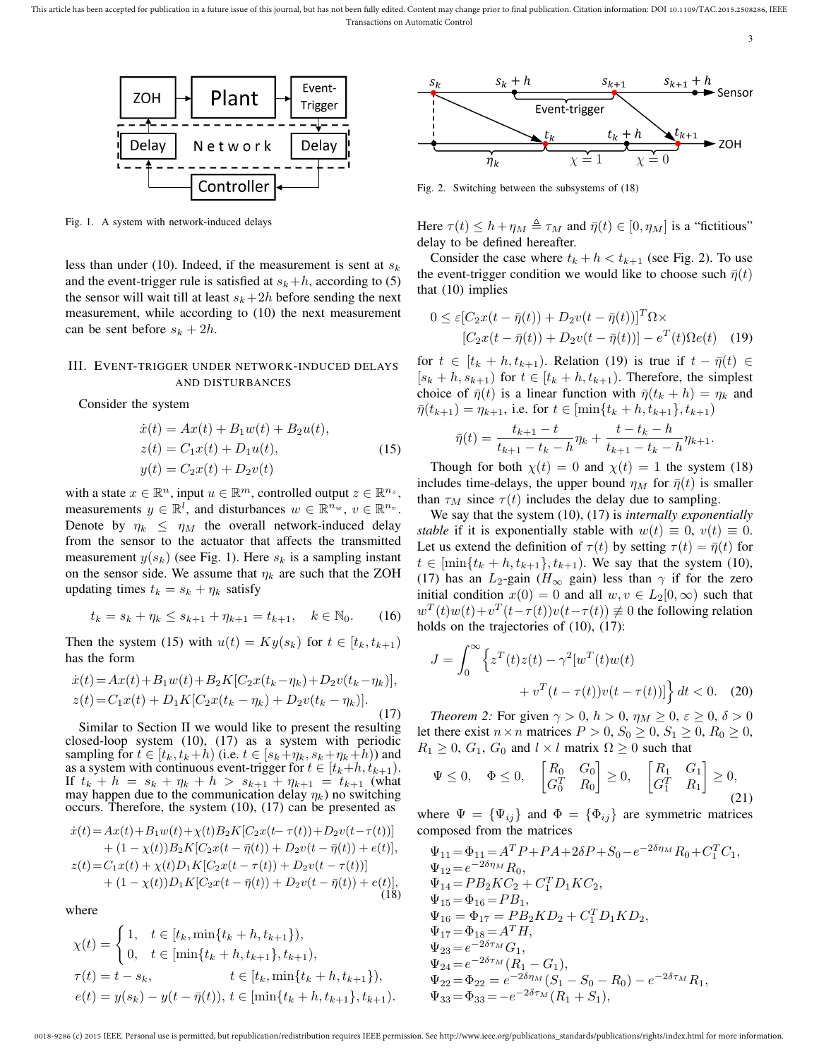Fig. 1. A system with network-induced delays

less than under (10). Indeed, if the measurement is sent at $s_k$ and the event-trigger rule is satisfied at $s_k+h$, according to (5) the sensor will wait till at least $s_k+2h$ before sending the next measurement, while according to (10) the next measurement can be sent before $s_k+2h$.

## III. Event-trigger under network-induced delays and disturbances

Consider the system

$$
\begin{aligned}
\dot{x}(t) &= Ax(t) + B_1 w(t) + B_2 u(t),\\
z(t) &= C_1 x(t) + D_1 u(t),\\
y(t) &= C_2 x(t) + D_2 v(t)
\end{aligned}
\tag{15}
$$

with a state $x \in \mathbb{R}^n$, input $u \in \mathbb{R}^m$, controlled output $z \in \mathbb{R}^{n_z}$, measurements $y \in \mathbb{R}^l$, and disturbances $w \in \mathbb{R}^{n_w}$, $v \in \mathbb{R}^{n_v}$. Denote by $\eta_k \le \eta_M$ the overall network-induced delay from the sensor to the actuator that affects the transmitted measurement $y(s_k)$ (see Fig. 1). Here $s_k$ is a sampling instant on the sensor side. We assume that $\eta_k$ are such that the ZOH updating times $t_k = s_k + \eta_k$ satisfy

$$
t_k = s_k + \eta_k \le s_{k+1} + \eta_{k+1} = t_{k+1}, \quad k \in \mathbb{N}_0. \tag{16}
$$

Then the system (15) with $u(t) = Ky(s_k)$ for $t \in [t_k, t_{k+1})$ has the form

$$
\begin{aligned}
\dot{x}(t) &= Ax(t) + B_1 w(t) + B_2 K[C_2 x(t_k - \eta_k) + D_2 v(t_k - \eta_k)],\\
z(t) &= C_1 x(t) + D_1 K[C_2 x(t_k - \eta_k) + D_2 v(t_k - \eta_k)].
\end{aligned}
\tag{17}
$$

Similar to Section II we would like to present the resulting closed-loop system (10), (17) as a system with periodic sampling for $t \in [t_k, t_k+h)$ (i.e. $t \in [s_k+\eta_k, s_k+\eta_k+h)$) and as a system with continuous event-trigger for $t \in [t_k+h, t_{k+1})$. If $t_k + h = s_k + \eta_k + h > s_{k+1} + \eta_{k+1} = t_{k+1}$ (what may happen due to the communication delay $\eta_k$) no switching occurs. Therefore, the system (10), (17) can be presented as

$$
\begin{aligned}
\dot{x}(t) =\, & Ax(t) + B_1 w(t) + \chi(t) B_2 K[C_2 x(t - \tau(t)) + D_2 v(t - \tau(t))]\\
& + (1 - \chi(t)) B_2 K[C_2 x(t - \bar{\eta}(t)) + D_2 v(t - \bar{\eta}(t)) + e(t)],\\
z(t) =\, & C_1 x(t) + \chi(t) D_1 K[C_2 x(t - \tau(t)) + D_2 v(t - \tau(t))]\\
& + (1 - \chi(t)) D_1 K[C_2 x(t - \bar{\eta}(t)) + D_2 v(t - \bar{\eta}(t)) + e(t)],
\end{aligned}
\tag{18}
$$

where

$$
\chi(t) = \begin{cases} 1, & t \in [t_k, \min\{t_k + h, t_{k+1}\}),\\ 0, & t \in [\min\{t_k + h, t_{k+1}\}, t_{k+1}), \end{cases}
$$

$$
\tau(t) = t - s_k, \qquad t \in [t_k, \min\{t_k + h, t_{k+1}\}),
$$

$$
e(t) = y(s_k) - y(t - \bar{\eta}(t)),\ t \in [\min\{t_k + h, t_{k+1}\}, t_{k+1}).
$$

Fig. 2. Switching between the subsystems of (18)

Here $\tau(t) \le h + \eta_M \triangleq \tau_M$ and $\bar{\eta}(t) \in [0, \eta_M]$ is a "fictitious" delay to be defined hereafter.

Consider the case where $t_k + h < t_{k+1}$ (see Fig. 2). To use the event-trigger condition we would like to choose such $\bar{\eta}(t)$ that (10) implies

$$
\begin{aligned}
0 \le\, & \varepsilon[C_2 x(t - \bar{\eta}(t)) + D_2 v(t - \bar{\eta}(t))]^T \Omega \times\\
& [C_2 x(t - \bar{\eta}(t)) + D_2 v(t - \bar{\eta}(t))] - e^T(t) \Omega e(t)
\end{aligned}
\tag{19}
$$

for $t \in [t_k + h, t_{k+1})$. Relation (19) is true if $t - \bar{\eta}(t) \in [s_k + h, s_{k+1})$ for $t \in [t_k + h, t_{k+1})$. Therefore, the simplest choice of $\bar{\eta}(t)$ is a linear function with $\bar{\eta}(t_k + h) = \eta_k$ and $\bar{\eta}(t_{k+1}) = \eta_{k+1}$, i.e. for $t \in [\min\{t_k + h, t_{k+1}\}, t_{k+1})$

$$
\bar{\eta}(t) = \frac{t_{k+1} - t}{t_{k+1} - t_k - h} \eta_k + \frac{t - t_k - h}{t_{k+1} - t_k - h} \eta_{k+1}.
$$

Though for both $\chi(t) = 0$ and $\chi(t) = 1$ the system (18) includes time-delays, the upper bound $\eta_M$ for $\bar{\eta}(t)$ is smaller than $\tau_M$ since $\tau(t)$ includes the delay due to sampling.

We say that the system (10), (17) is *internally exponentially stable* if it is exponentially stable with $w(t) \equiv 0$, $v(t) \equiv 0$. Let us extend the definition of $\tau(t)$ by setting $\tau(t) = \bar{\eta}(t)$ for $t \in [\min\{t_k + h, t_{k+1}\}, t_{k+1})$. We say that the system (10), (17) has an $L_2$-gain ($H_\infty$ gain) less than $\gamma$ if for the zero initial condition $x(0) = 0$ and all $w, v \in L_2[0, \infty)$ such that $w^T(t)w(t) + v^T(t - \tau(t))v(t - \tau(t)) \not\equiv 0$ the following relation holds on the trajectories of (10), (17):

$$
J = \int_0^\infty \Big\{ z^T(t)z(t) - \gamma^2 [w^T(t)w(t) + v^T(t - \tau(t))v(t - \tau(t))] \Big\}\, dt < 0. \tag{20}
$$

*Theorem 2:* For given $\gamma > 0$, $h > 0$, $\eta_M \ge 0$, $\varepsilon \ge 0$, $\delta > 0$ let there exist $n \times n$ matrices $P > 0$, $S_0 \ge 0$, $S_1 \ge 0$, $R_0 \ge 0$, $R_1 \ge 0$, $G_1$, $G_0$ and $l \times l$ matrix $\Omega \ge 0$ such that

$$
\Psi \le 0, \quad \Phi \le 0, \quad \begin{bmatrix} R_0 & G_0 \\ G_0^T & R_0 \end{bmatrix} \ge 0, \quad \begin{bmatrix} R_1 & G_1 \\ G_1^T & R_1 \end{bmatrix} \ge 0, \tag{21}
$$

where $\Psi = \{\Psi_{ij}\}$ and $\Phi = \{\Phi_{ij}\}$ are symmetric matrices composed from the matrices

$$
\begin{aligned}
\Psi_{11} &= \Phi_{11} = A^T P + PA + 2\delta P + S_0 - e^{-2\delta\eta_M} R_0 + C_1^T C_1,\\
\Psi_{12} &= e^{-2\delta\eta_M} R_0,\\
\Psi_{14} &= PB_2 KC_2 + C_1^T D_1 KC_2,\\
\Psi_{15} &= \Phi_{16} = PB_1,\\
\Psi_{16} &= \Phi_{17} = PB_2 KD_2 + C_1^T D_1 KD_2,\\
\Psi_{17} &= \Phi_{18} = A^T H,\\
\Psi_{23} &= e^{-2\delta\tau_M} G_1,\\
\Psi_{24} &= e^{-2\delta\tau_M} (R_1 - G_1),\\
\Psi_{22} &= \Phi_{22} = e^{-2\delta\eta_M} (S_1 - S_0 - R_0) - e^{-2\delta\tau_M} R_1,\\
\Psi_{33} &= \Phi_{33} = -e^{-2\delta\tau_M} (R_1 + S_1),
\end{aligned}
$$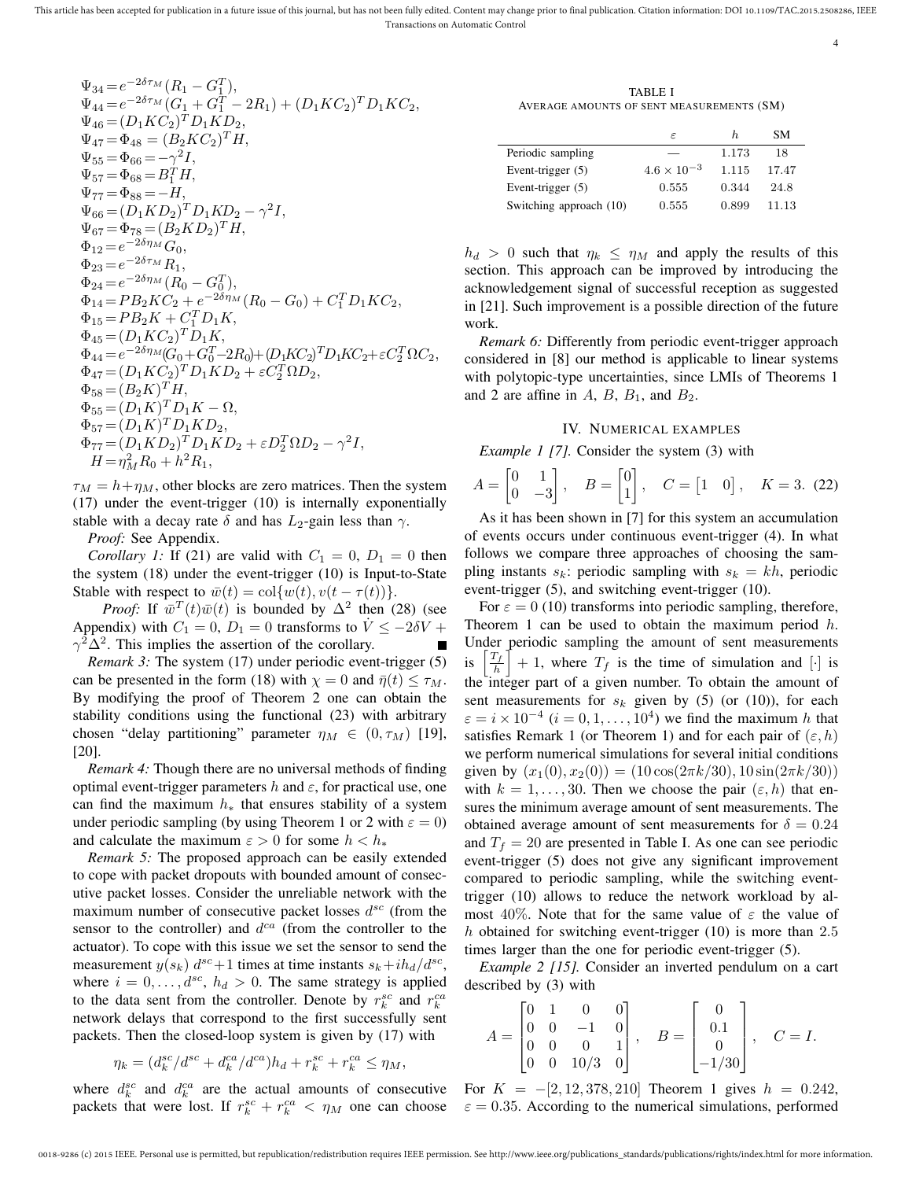$$
\begin{aligned}
&\Psi_{34}=e^{-2\delta\tau_M}(R_1-G_1^T),\\
&\Psi_{44}=e^{-2\delta\tau_M}(G_1+G_1^T-2R_1)+(D_1KC_2)^T D_1KC_2,\\
&\Psi_{46}=(D_1KC_2)^T D_1KD_2,\\
&\Psi_{47}=\Phi_{48}=(B_2KC_2)^T H,\\
&\Psi_{55}=\Phi_{66}=-\gamma^2 I,\\
&\Psi_{57}=\Phi_{68}=B_1^T H,\\
&\Psi_{77}=\Phi_{88}=-H,\\
&\Psi_{66}=(D_1KD_2)^T D_1KD_2-\gamma^2 I,\\
&\Psi_{67}=\Phi_{78}=(B_2KD_2)^T H,\\
&\Phi_{12}=e^{-2\delta\eta_M}G_0,\\
&\Phi_{23}=e^{-2\delta\tau_M}R_1,\\
&\Phi_{24}=e^{-2\delta\eta_M}(R_0-G_0^T),\\
&\Phi_{14}=PB_2KC_2+e^{-2\delta\eta_M}(R_0-G_0)+C_1^T D_1KC_2,\\
&\Phi_{15}=PB_2K+C_1^T D_1K,\\
&\Phi_{45}=(D_1KC_2)^T D_1K,\\
&\Phi_{44}=e^{-2\delta\eta_M}(G_0+G_0^T-2R_0)+(D_1KC_2)^T D_1KC_2+\varepsilon C_2^T\Omega C_2,\\
&\Phi_{47}=(D_1KC_2)^T D_1KD_2+\varepsilon C_2^T\Omega D_2,\\
&\Phi_{58}=(B_2K)^T H,\\
&\Phi_{55}=(D_1K)^T D_1K-\Omega,\\
&\Phi_{57}=(D_1K)^T D_1KD_2,\\
&\Phi_{77}=(D_1KD_2)^T D_1KD_2+\varepsilon D_2^T\Omega D_2-\gamma^2 I,\\
&H=\eta_M^2 R_0+h^2 R_1,
\end{aligned}
$$

$\tau_M=h+\eta_M$, other blocks are zero matrices. Then the system (17) under the event-trigger (10) is internally exponentially stable with a decay rate $\delta$ and has $L_2$-gain less than $\gamma$.

*Proof:* See Appendix.

*Corollary 1:* If (21) are valid with $C_1=0$, $D_1=0$ then the system (18) under the event-trigger (10) is Input-to-State Stable with respect to $\bar{w}(t)=\mathrm{col}\{w(t),v(t-\tau(t))\}$.

*Proof:* If $\bar{w}^T(t)\bar{w}(t)$ is bounded by $\Delta^2$ then (28) (see Appendix) with $C_1=0$, $D_1=0$ transforms to $\dot{V}\le -2\delta V+\gamma^2\Delta^2$. This implies the assertion of the corollary. ∎

*Remark 3:* The system (17) under periodic event-trigger (5) can be presented in the form (18) with $\chi=0$ and $\bar{\eta}(t)\le\tau_M$. By modifying the proof of Theorem 2 one can obtain the stability conditions using the functional (23) with arbitrary chosen "delay partitioning" parameter $\eta_M\in(0,\tau_M)$ [19], [20].

*Remark 4:* Though there are no universal methods of finding optimal event-trigger parameters $h$ and $\varepsilon$, for practical use, one can find the maximum $h_*$ that ensures stability of a system under periodic sampling (by using Theorem 1 or 2 with $\varepsilon=0$) and calculate the maximum $\varepsilon>0$ for some $h<h_*$

*Remark 5:* The proposed approach can be easily extended to cope with packet dropouts with bounded amount of consecutive packet losses. Consider the unreliable network with the maximum number of consecutive packet losses $d^{sc}$ (from the sensor to the controller) and $d^{ca}$ (from the controller to the actuator). To cope with this issue we set the sensor to send the measurement $y(s_k)$ $d^{sc}+1$ times at time instants $s_k+ih_d/d^{sc}$, where $i=0,\ldots,d^{sc}$, $h_d>0$. The same strategy is applied to the data sent from the controller. Denote by $r_k^{sc}$ and $r_k^{ca}$ network delays that correspond to the first successfully sent packets. Then the closed-loop system is given by (17) with

$$
\eta_k=(d_k^{sc}/d^{sc}+d_k^{ca}/d^{ca})h_d+r_k^{sc}+r_k^{ca}\le\eta_M,
$$

where $d_k^{sc}$ and $d_k^{ca}$ are the actual amounts of consecutive packets that were lost. If $r_k^{sc}+r_k^{ca}<\eta_M$ one can choose $h_d>0$ such that $\eta_k\le\eta_M$ and apply the results of this section. This approach can be improved by introducing the acknowledgement signal of successful reception as suggested in [21]. Such improvement is a possible direction of the future work.

*Remark 6:* Differently from periodic event-trigger approach considered in [8] our method is applicable to linear systems with polytopic-type uncertainties, since LMIs of Theorems 1 and 2 are affine in $A$, $B$, $B_1$, and $B_2$.

TABLE I
AVERAGE AMOUNTS OF SENT MEASUREMENTS (SM)

| | $\varepsilon$ | $h$ | SM |
|---|---|---|---|
| Periodic sampling | — | 1.173 | 18 |
| Event-trigger (5) | $4.6\times10^{-3}$ | 1.115 | 17.47 |
| Event-trigger (5) | 0.555 | 0.344 | 24.8 |
| Switching approach (10) | 0.555 | 0.899 | 11.13 |

## IV. Numerical examples

*Example 1 [7].* Consider the system (3) with

$$
A=\begin{bmatrix}0&1\\0&-3\end{bmatrix},\quad B=\begin{bmatrix}0\\1\end{bmatrix},\quad C=\begin{bmatrix}1&0\end{bmatrix},\quad K=3. \quad (22)
$$

As it has been shown in [7] for this system an accumulation of events occurs under continuous event-trigger (4). In what follows we compare three approaches of choosing the sampling instants $s_k$: periodic sampling with $s_k=kh$, periodic event-trigger (5), and switching event-trigger (10).

For $\varepsilon=0$ (10) transforms into periodic sampling, therefore, Theorem 1 can be used to obtain the maximum period $h$. Under periodic sampling the amount of sent measurements is $\left[\frac{T_f}{h}\right]+1$, where $T_f$ is the time of simulation and $[\cdot]$ is the integer part of a given number. To obtain the amount of sent measurements for $s_k$ given by (5) (or (10)), for each $\varepsilon=i\times10^{-4}$ ($i=0,1,\ldots,10^4$) we find the maximum $h$ that satisfies Remark 1 (or Theorem 1) and for each pair of $(\varepsilon,h)$ we perform numerical simulations for several initial conditions given by $(x_1(0),x_2(0))=(10\cos(2\pi k/30),10\sin(2\pi k/30))$ with $k=1,\ldots,30$. Then we choose the pair $(\varepsilon,h)$ that ensures the minimum average amount of sent measurements. The obtained average amount of sent measurements for $\delta=0.24$ and $T_f=20$ are presented in Table I. As one can see periodic event-trigger (5) does not give any significant improvement compared to periodic sampling, while the switching event-trigger (10) allows to reduce the network workload by almost 40%. Note that for the same value of $\varepsilon$ the value of $h$ obtained for switching event-trigger (10) is more than 2.5 times larger than the one for periodic event-trigger (5).

*Example 2 [15].* Consider an inverted pendulum on a cart described by (3) with

$$
A=\begin{bmatrix}0&1&0&0\\0&0&-1&0\\0&0&0&1\\0&0&10/3&0\end{bmatrix},\quad B=\begin{bmatrix}0\\0.1\\0\\-1/30\end{bmatrix},\quad C=I.
$$

For $K=-[2,12,378,210]$ Theorem 1 gives $h=0.242$, $\varepsilon=0.35$. According to the numerical simulations, performed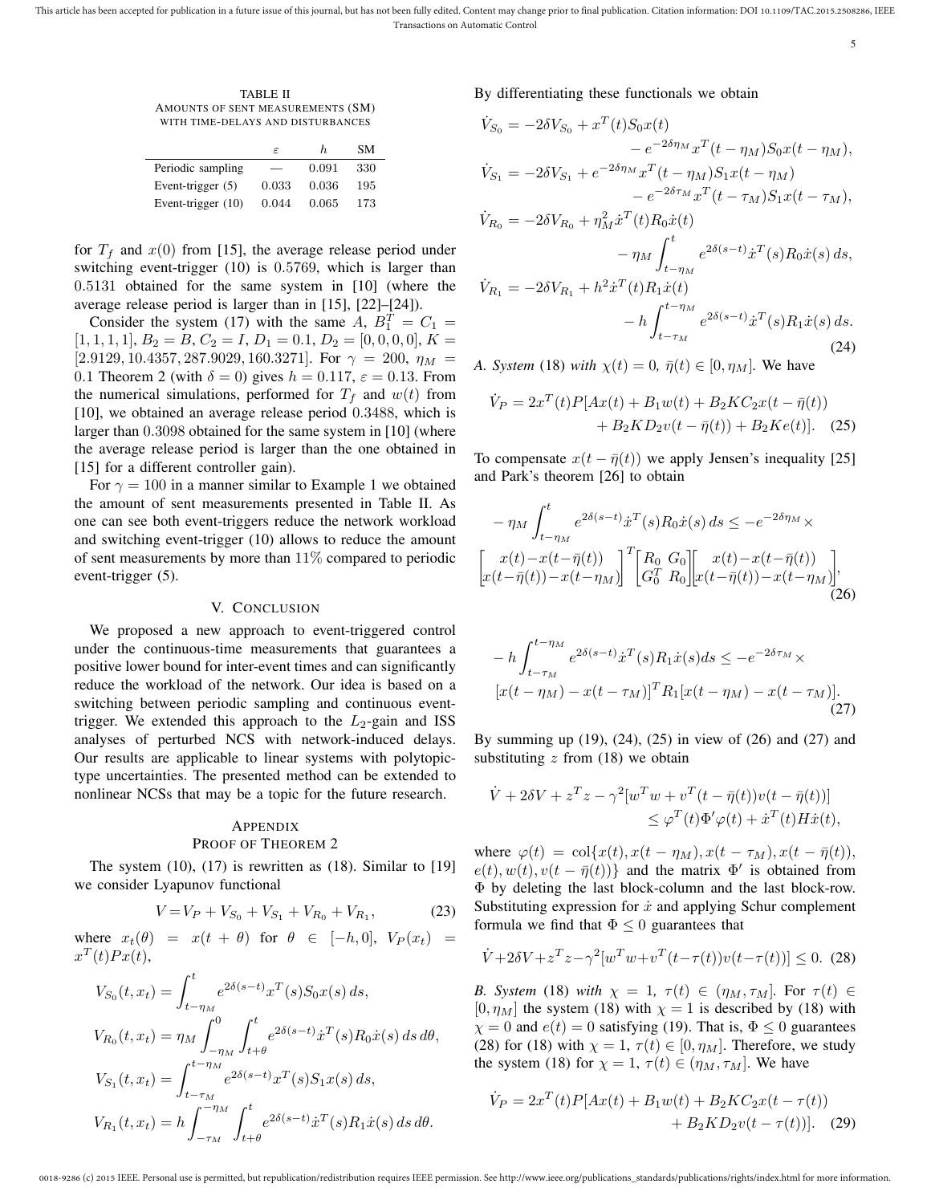TABLE II
AMOUNTS OF SENT MEASUREMENTS (SM) WITH TIME-DELAYS AND DISTURBANCES

| | $\varepsilon$ | $h$ | SM |
|---|---|---|---|
| Periodic sampling | — | 0.091 | 330 |
| Event-trigger (5) | 0.033 | 0.036 | 195 |
| Event-trigger (10) | 0.044 | 0.065 | 173 |

for $T_f$ and $x(0)$ from [15], the average release period under switching event-trigger (10) is 0.5769, which is larger than 0.5131 obtained for the same system in [10] (where the average release period is larger than in [15], [22]–[24]).

Consider the system (17) with the same $A$, $B_1^T = C_1 = [1,1,1,1]$, $B_2 = B$, $C_2 = I$, $D_1 = 0.1$, $D_2 = [0,0,0,0]$, $K = [2.9129, 10.4357, 287.9029, 160.3271]$. For $\gamma = 200$, $\eta_M = 0.1$ Theorem 2 (with $\delta = 0$) gives $h = 0.117$, $\varepsilon = 0.13$. From the numerical simulations, performed for $T_f$ and $w(t)$ from [10], we obtained an average release period 0.3488, which is larger than 0.3098 obtained for the same system in [10] (where the average release period is larger than the one obtained in [15] for a different controller gain).

For $\gamma = 100$ in a manner similar to Example 1 we obtained the amount of sent measurements presented in Table II. As one can see both event-triggers reduce the network workload and switching event-trigger (10) allows to reduce the amount of sent measurements by more than $11\%$ compared to periodic event-trigger (5).

## V. CONCLUSION

We proposed a new approach to event-triggered control under the continuous-time measurements that guarantees a positive lower bound for inter-event times and can significantly reduce the workload of the network. Our idea is based on a switching between periodic sampling and continuous event-trigger. We extended this approach to the $L_2$-gain and ISS analyses of perturbed NCS with network-induced delays. Our results are applicable to linear systems with polytopic-type uncertainties. The presented method can be extended to nonlinear NCSs that may be a topic for the future research.

## APPENDIX
## PROOF OF THEOREM 2

The system (10), (17) is rewritten as (18). Similar to [19] we consider Lyapunov functional

$$V = V_P + V_{S_0} + V_{S_1} + V_{R_0} + V_{R_1}, \tag{23}$$

where $x_t(\theta) = x(t+\theta)$ for $\theta \in [-h, 0]$, $V_P(x_t) = x^T(t)Px(t)$,

$$
\begin{aligned}
V_{S_0}(t, x_t) &= \int_{t-\eta_M}^{t} e^{2\delta(s-t)} x^T(s) S_0 x(s)\, ds,\\
V_{R_0}(t, x_t) &= \eta_M \int_{-\eta_M}^{0} \int_{t+\theta}^{t} e^{2\delta(s-t)} \dot{x}^T(s) R_0 \dot{x}(s)\, ds\, d\theta,\\
V_{S_1}(t, x_t) &= \int_{t-\tau_M}^{t-\eta_M} e^{2\delta(s-t)} x^T(s) S_1 x(s)\, ds,\\
V_{R_1}(t, x_t) &= h \int_{-\tau_M}^{-\eta_M} \int_{t+\theta}^{t} e^{2\delta(s-t)} \dot{x}^T(s) R_1 \dot{x}(s)\, ds\, d\theta.
\end{aligned}
$$

By differentiating these functionals we obtain

$$
\begin{aligned}
\dot{V}_{S_0} &= -2\delta V_{S_0} + x^T(t) S_0 x(t) \\
&\qquad - e^{-2\delta\eta_M} x^T(t-\eta_M) S_0 x(t-\eta_M),\\
\dot{V}_{S_1} &= -2\delta V_{S_1} + e^{-2\delta\eta_M} x^T(t-\eta_M) S_1 x(t-\eta_M) \\
&\qquad - e^{-2\delta\tau_M} x^T(t-\tau_M) S_1 x(t-\tau_M),\\
\dot{V}_{R_0} &= -2\delta V_{R_0} + \eta_M^2 \dot{x}^T(t) R_0 \dot{x}(t) \\
&\qquad - \eta_M \int_{t-\eta_M}^{t} e^{2\delta(s-t)} \dot{x}^T(s) R_0 \dot{x}(s)\, ds,\\
\dot{V}_{R_1} &= -2\delta V_{R_1} + h^2 \dot{x}^T(t) R_1 \dot{x}(t) \\
&\qquad - h \int_{t-\tau_M}^{t-\eta_M} e^{2\delta(s-t)} \dot{x}^T(s) R_1 \dot{x}(s)\, ds.
\end{aligned} \tag{24}
$$

*A. System* (18) *with* $\chi(t) = 0$, $\bar{\eta}(t) \in [0, \eta_M]$. We have

$$
\begin{aligned}
\dot{V}_P = 2x^T(t)P[&Ax(t) + B_1 w(t) + B_2 K C_2 x(t - \bar{\eta}(t)) \\
&+ B_2 K D_2 v(t - \bar{\eta}(t)) + B_2 K e(t)].
\end{aligned} \tag{25}
$$

To compensate $x(t-\bar{\eta}(t))$ we apply Jensen's inequality [25] and Park's theorem [26] to obtain

$$
\begin{aligned}
&-\eta_M \int_{t-\eta_M}^{t} e^{2\delta(s-t)} \dot{x}^T(s) R_0 \dot{x}(s)\, ds \le -e^{-2\delta\eta_M} \times \\
&\begin{bmatrix} x(t) - x(t-\bar{\eta}(t)) \\ x(t-\bar{\eta}(t)) - x(t-\eta_M) \end{bmatrix}^T \begin{bmatrix} R_0 & G_0 \\ G_0^T & R_0 \end{bmatrix} \begin{bmatrix} x(t) - x(t-\bar{\eta}(t)) \\ x(t-\bar{\eta}(t)) - x(t-\eta_M) \end{bmatrix},
\end{aligned} \tag{26}
$$

$$
\begin{aligned}
&-h \int_{t-\tau_M}^{t-\eta_M} e^{2\delta(s-t)} \dot{x}^T(s) R_1 \dot{x}(s) ds \le -e^{-2\delta\tau_M} \times \\
&[x(t-\eta_M) - x(t-\tau_M)]^T R_1 [x(t-\eta_M) - x(t-\tau_M)].
\end{aligned} \tag{27}
$$

By summing up (19), (24), (25) in view of (26) and (27) and substituting $z$ from (18) we obtain

$$
\begin{aligned}
\dot{V} + 2\delta V + z^T z - \gamma^2 [w^T w + v^T(t-\bar{\eta}(t)) v(t-\bar{\eta}(t))] \\
\le \varphi^T(t) \Phi' \varphi(t) + \dot{x}^T(t) H \dot{x}(t),
\end{aligned}
$$

where $\varphi(t) = \mathrm{col}\{x(t), x(t-\eta_M), x(t-\tau_M), x(t-\bar{\eta}(t)), e(t), w(t), v(t-\bar{\eta}(t))\}$ and the matrix $\Phi'$ is obtained from $\Phi$ by deleting the last block-column and the last block-row. Substituting expression for $\dot{x}$ and applying Schur complement formula we find that $\Phi \le 0$ guarantees that

$$\dot{V} + 2\delta V + z^T z - \gamma^2 [w^T w + v^T(t-\tau(t)) v(t-\tau(t))] \le 0. \tag{28}$$

*B. System* (18) *with* $\chi = 1$, $\tau(t) \in (\eta_M, \tau_M]$. For $\tau(t) \in [0, \eta_M]$ the system (18) with $\chi = 1$ is described by (18) with $\chi = 0$ and $e(t) = 0$ satisfying (19). That is, $\Phi \le 0$ guarantees (28) for (18) with $\chi = 1$, $\tau(t) \in [0, \eta_M]$. Therefore, we study the system (18) for $\chi = 1$, $\tau(t) \in (\eta_M, \tau_M]$. We have

$$
\begin{aligned}
\dot{V}_P = 2x^T(t)P[&Ax(t) + B_1 w(t) + B_2 K C_2 x(t - \tau(t)) \\
&+ B_2 K D_2 v(t - \tau(t))].
\end{aligned} \tag{29}
$$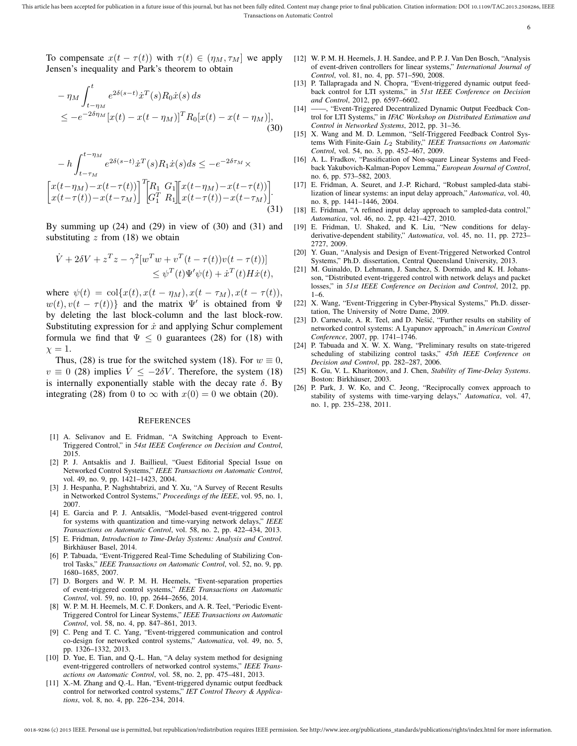To compensate $x(t-\tau(t))$ with $\tau(t) \in (\eta_M, \tau_M]$ we apply Jensen's inequality and Park's theorem to obtain

$$
\begin{aligned}
&-\eta_M \int_{t-\eta_M}^{t} e^{2\delta(s-t)} \dot{x}^T(s) R_0 \dot{x}(s)\, ds \\
&\quad \leq -e^{-2\delta\eta_M}[x(t)-x(t-\eta_M)]^T R_0 [x(t)-x(t-\eta_M)],
\end{aligned} \tag{30}
$$

$$
\begin{aligned}
&-h\int_{t-\tau_M}^{t-\eta_M} e^{2\delta(s-t)} \dot{x}^T(s) R_1 \dot{x}(s) ds \leq -e^{-2\delta\tau_M} \times \\
&\begin{bmatrix} x(t-\eta_M)-x(t-\tau(t)) \\ x(t-\tau(t))-x(t-\tau_M) \end{bmatrix}^T \begin{bmatrix} R_1 & G_1 \\ G_1^T & R_1 \end{bmatrix} \begin{bmatrix} x(t-\eta_M)-x(t-\tau(t)) \\ x(t-\tau(t))-x(t-\tau_M) \end{bmatrix}.
\end{aligned} \tag{31}
$$

By summing up (24) and (29) in view of (30) and (31) and substituting $z$ from (18) we obtain

$$
\begin{aligned}
\dot{V} + 2\delta V + z^T z - \gamma^2[w^T w + v^T(t-\tau(t))v(t-\tau(t))] \\
\leq \psi^T(t)\Psi'\psi(t) + \dot{x}^T(t) H \dot{x}(t),
\end{aligned}
$$

where $\psi(t) = \text{col}\{x(t), x(t-\eta_M), x(t-\tau_M), x(t-\tau(t)), w(t), v(t-\tau(t))\}$ and the matrix $\Psi'$ is obtained from $\Psi$ by deleting the last block-column and the last block-row. Substituting expression for $\dot{x}$ and applying Schur complement formula we find that $\Psi \leq 0$ guarantees (28) for (18) with $\chi = 1$.

Thus, (28) is true for the switched system (18). For $w \equiv 0$, $v \equiv 0$ (28) implies $\dot{V} \leq -2\delta V$. Therefore, the system (18) is internally exponentially stable with the decay rate $\delta$. By integrating (28) from 0 to $\infty$ with $x(0) = 0$ we obtain (20).

## References

[1] A. Selivanov and E. Fridman, "A Switching Approach to Event-Triggered Control," in *54st IEEE Conference on Decision and Control*, 2015.

[2] P. J. Antsaklis and J. Baillieul, "Guest Editorial Special Issue on Networked Control Systems," *IEEE Transactions on Automatic Control*, vol. 49, no. 9, pp. 1421–1423, 2004.

[3] J. Hespanha, P. Naghshtabrizi, and Y. Xu, "A Survey of Recent Results in Networked Control Systems," *Proceedings of the IEEE*, vol. 95, no. 1, 2007.

[4] E. Garcia and P. J. Antsaklis, "Model-based event-triggered control for systems with quantization and time-varying network delays," *IEEE Transactions on Automatic Control*, vol. 58, no. 2, pp. 422–434, 2013.

[5] E. Fridman, *Introduction to Time-Delay Systems: Analysis and Control*. Birkhäuser Basel, 2014.

[6] P. Tabuada, "Event-Triggered Real-Time Scheduling of Stabilizing Control Tasks," *IEEE Transactions on Automatic Control*, vol. 52, no. 9, pp. 1680–1685, 2007.

[7] D. Borgers and W. P. M. H. Heemels, "Event-separation properties of event-triggered control systems," *IEEE Transactions on Automatic Control*, vol. 59, no. 10, pp. 2644–2656, 2014.

[8] W. P. M. H. Heemels, M. C. F. Donkers, and A. R. Teel, "Periodic Event-Triggered Control for Linear Systems," *IEEE Transactions on Automatic Control*, vol. 58, no. 4, pp. 847–861, 2013.

[9] C. Peng and T. C. Yang, "Event-triggered communication and control co-design for networked control systems," *Automatica*, vol. 49, no. 5, pp. 1326–1332, 2013.

[10] D. Yue, E. Tian, and Q.-L. Han, "A delay system method for designing event-triggered controllers of networked control systems," *IEEE Transactions on Automatic Control*, vol. 58, no. 2, pp. 475–481, 2013.

[11] X.-M. Zhang and Q.-L. Han, "Event-triggered dynamic output feedback control for networked control systems," *IET Control Theory & Applications*, vol. 8, no. 4, pp. 226–234, 2014.

[12] W. P. M. H. Heemels, J. H. Sandee, and P. P. J. Van Den Bosch, "Analysis of event-driven controllers for linear systems," *International Journal of Control*, vol. 81, no. 4, pp. 571–590, 2008.

[13] P. Tallapragada and N. Chopra, "Event-triggered dynamic output feedback control for LTI systems," in *51st IEEE Conference on Decision and Control*, 2012, pp. 6597–6602.

[14] ——, "Event-Triggered Decentralized Dynamic Output Feedback Control for LTI Systems," in *IFAC Workshop on Distributed Estimation and Control in Networked Systems*, 2012, pp. 31–36.

[15] X. Wang and M. D. Lemmon, "Self-Triggered Feedback Control Systems With Finite-Gain $L_2$ Stability," *IEEE Transactions on Automatic Control*, vol. 54, no. 3, pp. 452–467, 2009.

[16] A. L. Fradkov, "Passification of Non-square Linear Systems and Feedback Yakubovich-Kalman-Popov Lemma," *European Journal of Control*, no. 6, pp. 573–582, 2003.

[17] E. Fridman, A. Seuret, and J.-P. Richard, "Robust sampled-data stabilization of linear systems: an input delay approach," *Automatica*, vol. 40, no. 8, pp. 1441–1446, 2004.

[18] E. Fridman, "A refined input delay approach to sampled-data control," *Automatica*, vol. 46, no. 2, pp. 421–427, 2010.

[19] E. Fridman, U. Shaked, and K. Liu, "New conditions for delay-derivative-dependent stability," *Automatica*, vol. 45, no. 11, pp. 2723–2727, 2009.

[20] Y. Guan, "Analysis and Design of Event-Triggered Networked Control Systems," Ph.D. dissertation, Central Queensland University, 2013.

[21] M. Guinaldo, D. Lehmann, J. Sanchez, S. Dormido, and K. H. Johansson, "Distributed event-triggered control with network delays and packet losses," in *51st IEEE Conference on Decision and Control*, 2012, pp. 1–6.

[22] X. Wang, "Event-Triggering in Cyber-Physical Systems," Ph.D. dissertation, The University of Notre Dame, 2009.

[23] D. Carnevale, A. R. Teel, and D. Nešić, "Further results on stability of networked control systems: A Lyapunov approach," in *American Control Conference*, 2007, pp. 1741–1746.

[24] P. Tabuada and X. W. X. Wang, "Preliminary results on state-trigered scheduling of stabilizing control tasks," *45th IEEE Conference on Decision and Control*, pp. 282–287, 2006.

[25] K. Gu, V. L. Kharitonov, and J. Chen, *Stability of Time-Delay Systems*. Boston: Birkhäuser, 2003.

[26] P. Park, J. W. Ko, and C. Jeong, "Reciprocally convex approach to stability of systems with time-varying delays," *Automatica*, vol. 47, no. 1, pp. 235–238, 2011.